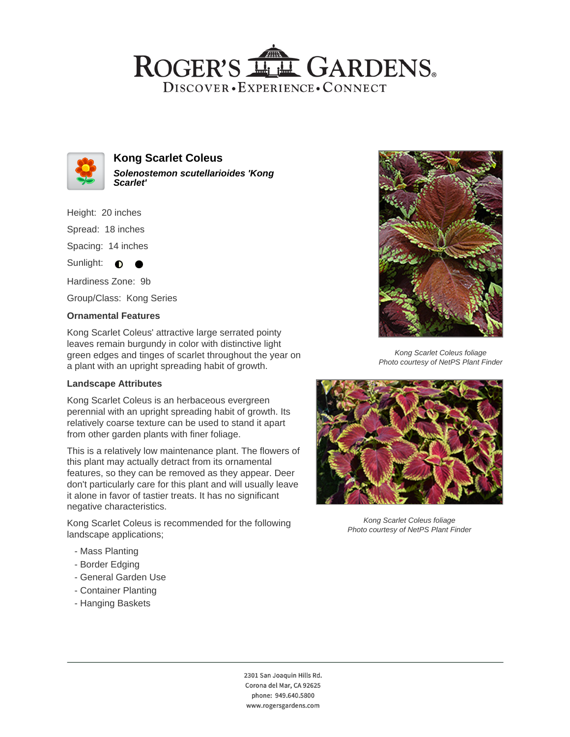# Kong Scarlet Coleus

***Solenostemon scutellarioides 'Kong Scarlet'***

Height: 20 inches

Spread: 18 inches

Spacing: 14 inches

Sunlight: ◐ ●

Hardiness Zone: 9b

Group/Class: Kong Series

### Ornamental Features

Kong Scarlet Coleus' attractive large serrated pointy leaves remain burgundy in color with distinctive light green edges and tinges of scarlet throughout the year on a plant with an upright spreading habit of growth.

### Landscape Attributes

Kong Scarlet Coleus is an herbaceous evergreen perennial with an upright spreading habit of growth. Its relatively coarse texture can be used to stand it apart from other garden plants with finer foliage.

This is a relatively low maintenance plant. The flowers of this plant may actually detract from its ornamental features, so they can be removed as they appear. Deer don't particularly care for this plant and will usually leave it alone in favor of tastier treats. It has no significant negative characteristics.

Kong Scarlet Coleus is recommended for the following landscape applications;

- Mass Planting
- Border Edging
- General Garden Use
- Container Planting
- Hanging Baskets

*Kong Scarlet Coleus foliage*
*Photo courtesy of NetPS Plant Finder*

*Kong Scarlet Coleus foliage*
*Photo courtesy of NetPS Plant Finder*

2301 San Joaquin Hills Rd.
Corona del Mar, CA 92625
phone: 949.640.5800
www.rogersgardens.com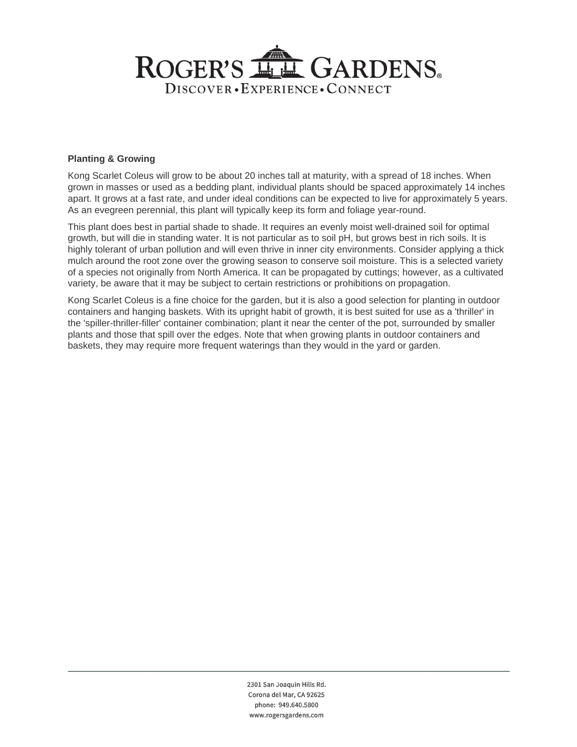### Planting & Growing

Kong Scarlet Coleus will grow to be about 20 inches tall at maturity, with a spread of 18 inches. When grown in masses or used as a bedding plant, individual plants should be spaced approximately 14 inches apart. It grows at a fast rate, and under ideal conditions can be expected to live for approximately 5 years. As an evegreen perennial, this plant will typically keep its form and foliage year-round.

This plant does best in partial shade to shade. It requires an evenly moist well-drained soil for optimal growth, but will die in standing water. It is not particular as to soil pH, but grows best in rich soils. It is highly tolerant of urban pollution and will even thrive in inner city environments. Consider applying a thick mulch around the root zone over the growing season to conserve soil moisture. This is a selected variety of a species not originally from North America. It can be propagated by cuttings; however, as a cultivated variety, be aware that it may be subject to certain restrictions or prohibitions on propagation.

Kong Scarlet Coleus is a fine choice for the garden, but it is also a good selection for planting in outdoor containers and hanging baskets. With its upright habit of growth, it is best suited for use as a 'thriller' in the 'spiller-thriller-filler' container combination; plant it near the center of the pot, surrounded by smaller plants and those that spill over the edges. Note that when growing plants in outdoor containers and baskets, they may require more frequent waterings than they would in the yard or garden.